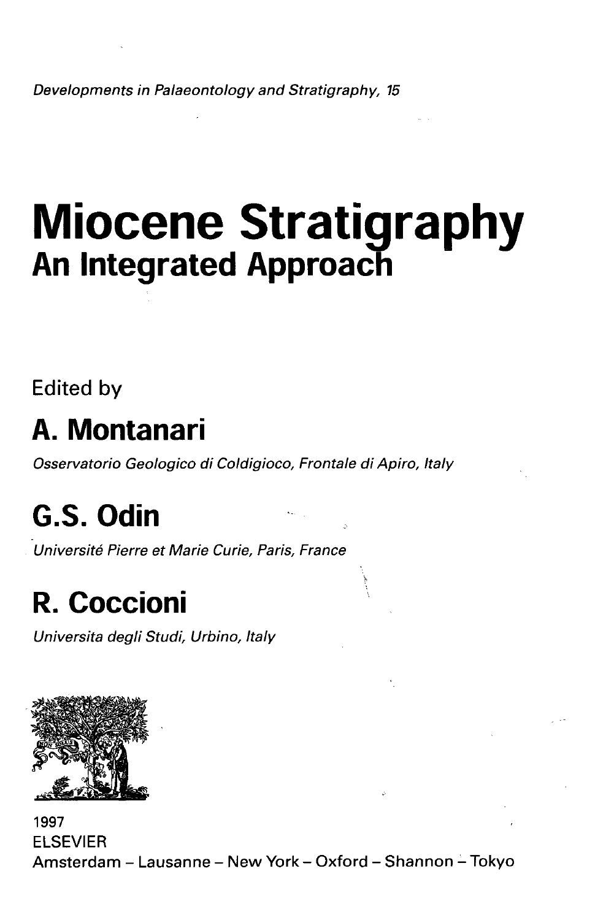*Developments in Palaeontology and Stratigraphy, 15*

# Miocene Stratigraphy
## An Integrated Approach

Edited by

## A. Montanari

*Osservatorio Geologico di Coldigioco, Frontale di Apiro, Italy*

## G.S. Odin

*Université Pierre et Marie Curie, Paris, France*

## R. Coccioni

*Universita degli Studi, Urbino, Italy*

1997
ELSEVIER
Amsterdam – Lausanne – New York – Oxford – Shannon – Tokyo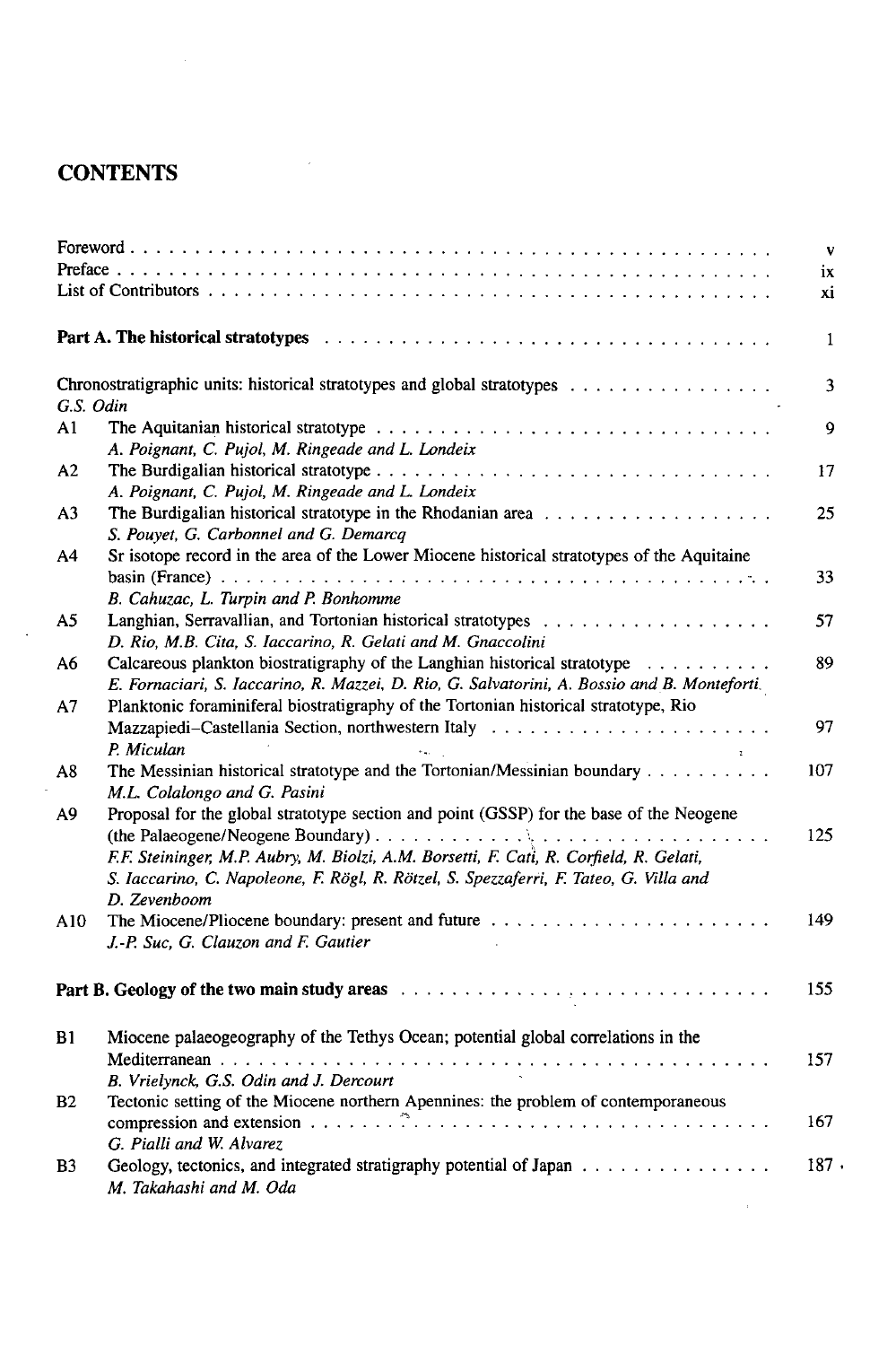# CONTENTS

| | | |
|---|---|---|
| Foreword | | v |
| Preface | | ix |
| List of Contributors | | xi |

**Part A. The historical stratotypes** . . . 1

| | | |
|---|---|---|
| | Chronostratigraphic units: historical stratotypes and global stratotypes<br>*G.S. Odin* | 3 |
| A1 | The Aquitanian historical stratotype<br>*A. Poignant, C. Pujol, M. Ringeade and L. Londeix* | 9 |
| A2 | The Burdigalian historical stratotype<br>*A. Poignant, C. Pujol, M. Ringeade and L. Londeix* | 17 |
| A3 | The Burdigalian historical stratotype in the Rhodanian area<br>*S. Pouyet, G. Carbonnel and G. Demarcq* | 25 |
| A4 | Sr isotope record in the area of the Lower Miocene historical stratotypes of the Aquitaine basin (France)<br>*B. Cahuzac, L. Turpin and P. Bonhomme* | 33 |
| A5 | Langhian, Serravallian, and Tortonian historical stratotypes<br>*D. Rio, M.B. Cita, S. Iaccarino, R. Gelati and M. Gnaccolini* | 57 |
| A6 | Calcareous plankton biostratigraphy of the Langhian historical stratotype<br>*E. Fornaciari, S. Iaccarino, R. Mazzei, D. Rio, G. Salvatorini, A. Bossio and B. Monteforti* | 89 |
| A7 | Planktonic foraminiferal biostratigraphy of the Tortonian historical stratotype, Rio Mazzapiedi–Castellania Section, northwestern Italy<br>*P. Miculan* | 97 |
| A8 | The Messinian historical stratotype and the Tortonian/Messinian boundary<br>*M.L. Colalongo and G. Pasini* | 107 |
| A9 | Proposal for the global stratotype section and point (GSSP) for the base of the Neogene (the Palaeogene/Neogene Boundary)<br>*F.F. Steininger, M.P. Aubry, M. Biolzi, A.M. Borsetti, F. Cati, R. Corfield, R. Gelati, S. Iaccarino, C. Napoleone, F. Rögl, R. Rötzel, S. Spezzaferri, F. Tateo, G. Villa and D. Zevenboom* | 125 |
| A10 | The Miocene/Pliocene boundary: present and future<br>*J.-P. Suc, G. Clauzon and F. Gautier* | 149 |

**Part B. Geology of the two main study areas** . . . 155

| | | |
|---|---|---|
| B1 | Miocene palaeogeography of the Tethys Ocean; potential global correlations in the Mediterranean<br>*B. Vrielynck, G.S. Odin and J. Dercourt* | 157 |
| B2 | Tectonic setting of the Miocene northern Apennines: the problem of contemporaneous compression and extension<br>*G. Pialli and W. Alvarez* | 167 |
| B3 | Geology, tectonics, and integrated stratigraphy potential of Japan<br>*M. Takahashi and M. Oda* | 187 |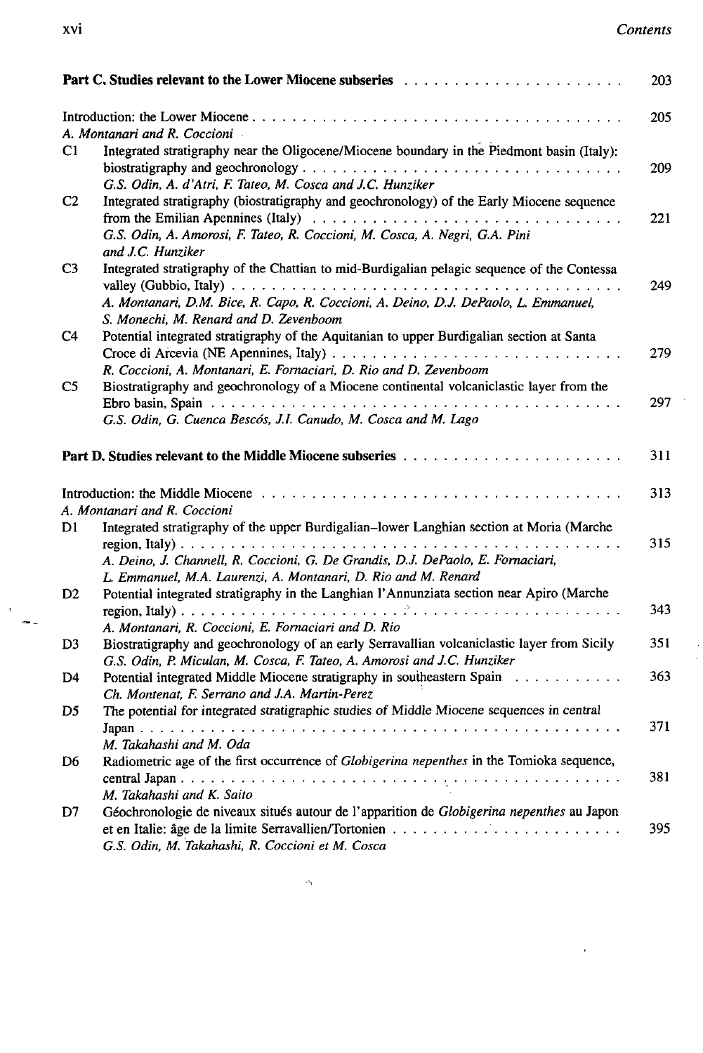| | | |
|---|---|---|
| **Part C. Studies relevant to the Lower Miocene subseries** | | 203 |
| | Introduction: the Lower Miocene<br>*A. Montanari and R. Coccioni* | 205 |
| C1 | Integrated stratigraphy near the Oligocene/Miocene boundary in the Piedmont basin (Italy): biostratigraphy and geochronology<br>*G.S. Odin, A. d'Atri, F. Tateo, M. Cosca and J.C. Hunziker* | 209 |
| C2 | Integrated stratigraphy (biostratigraphy and geochronology) of the Early Miocene sequence from the Emilian Apennines (Italy)<br>*G.S. Odin, A. Amorosi, F. Tateo, R. Coccioni, M. Cosca, A. Negri, G.A. Pini and J.C. Hunziker* | 221 |
| C3 | Integrated stratigraphy of the Chattian to mid-Burdigalian pelagic sequence of the Contessa valley (Gubbio, Italy)<br>*A. Montanari, D.M. Bice, R. Capo, R. Coccioni, A. Deino, D.J. DePaolo, L. Emmanuel, S. Monechi, M. Renard and D. Zevenboom* | 249 |
| C4 | Potential integrated stratigraphy of the Aquitanian to upper Burdigalian section at Santa Croce di Arcevia (NE Apennines, Italy)<br>*R. Coccioni, A. Montanari, E. Fornaciari, D. Rio and D. Zevenboom* | 279 |
| C5 | Biostratigraphy and geochronology of a Miocene continental volcaniclastic layer from the Ebro basin, Spain<br>*G.S. Odin, G. Cuenca Bescós, J.I. Canudo, M. Cosca and M. Lago* | 297 |
| **Part D. Studies relevant to the Middle Miocene subseries** | | 311 |
| | Introduction: the Middle Miocene<br>*A. Montanari and R. Coccioni* | 313 |
| D1 | Integrated stratigraphy of the upper Burdigalian–lower Langhian section at Moria (Marche region, Italy)<br>*A. Deino, J. Channell, R. Coccioni, G. De Grandis, D.J. DePaolo, E. Fornaciari, L. Emmanuel, M.A. Laurenzi, A. Montanari, D. Rio and M. Renard* | 315 |
| D2 | Potential integrated stratigraphy in the Langhian l'Annunziata section near Apiro (Marche region, Italy)<br>*A. Montanari, R. Coccioni, E. Fornaciari and D. Rio* | 343 |
| D3 | Biostratigraphy and geochronology of an early Serravallian volcaniclastic layer from Sicily<br>*G.S. Odin, P. Miculan, M. Cosca, F. Tateo, A. Amorosi and J.C. Hunziker* | 351 |
| D4 | Potential integrated Middle Miocene stratigraphy in southeastern Spain<br>*Ch. Montenat, F. Serrano and J.A. Martin-Perez* | 363 |
| D5 | The potential for integrated stratigraphic studies of Middle Miocene sequences in central Japan<br>*M. Takahashi and M. Oda* | 371 |
| D6 | Radiometric age of the first occurrence of *Globigerina nepenthes* in the Tomioka sequence, central Japan<br>*M. Takahashi and K. Saito* | 381 |
| D7 | Géochronologie de niveaux situés autour de l'apparition de *Globigerina nepenthes* au Japon et en Italie: âge de la limite Serravallien/Tortonien<br>*G.S. Odin, M. Takahashi, R. Coccioni et M. Cosca* | 395 |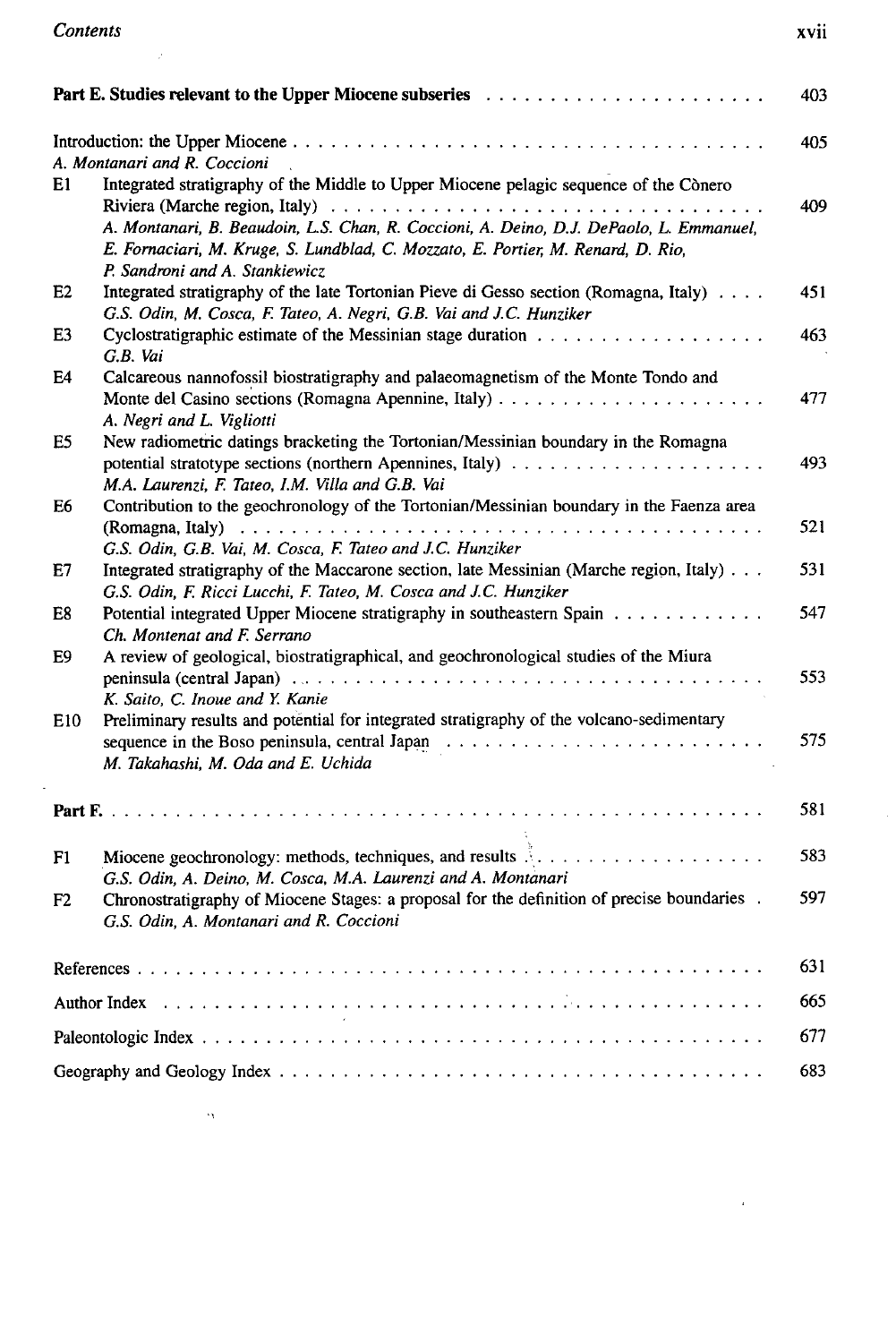**Part E. Studies relevant to the Upper Miocene subseries** . . . . . . . . . . . . . . . . . . . . . 403

Introduction: the Upper Miocene . . . . . . . . . . . . . . . . . . . . . . . . . . . . . . . . . . . . . . . . . . 405
*A. Montanari and R. Coccioni*

E1 Integrated stratigraphy of the Middle to Upper Miocene pelagic sequence of the Cònero Riviera (Marche region, Italy) . . . . . . . . . . . . . . . . . . . . . . . . . . . . . . . . . . . . 409
*A. Montanari, B. Beaudoin, L.S. Chan, R. Coccioni, A. Deino, D.J. DePaolo, L. Emmanuel, E. Fornaciari, M. Kruge, S. Lundblad, C. Mozzato, E. Portier, M. Renard, D. Rio, P. Sandroni and A. Stankiewicz*

E2 Integrated stratigraphy of the late Tortonian Pieve di Gesso section (Romagna, Italy) . . . . 451
*G.S. Odin, M. Cosca, F. Tateo, A. Negri, G.B. Vai and J.C. Hunziker*

E3 Cyclostratigraphic estimate of the Messinian stage duration . . . . . . . . . . . . . . . . . . 463
*G.B. Vai*

E4 Calcareous nannofossil biostratigraphy and palaeomagnetism of the Monte Tondo and Monte del Casino sections (Romagna Apennine, Italy) . . . . . . . . . . . . . . . . . . . . . 477
*A. Negri and L. Vigliotti*

E5 New radiometric datings bracketing the Tortonian/Messinian boundary in the Romagna potential stratotype sections (northern Apennines, Italy) . . . . . . . . . . . . . . . . . . . 493
*M.A. Laurenzi, F. Tateo, I.M. Villa and G.B. Vai*

E6 Contribution to the geochronology of the Tortonian/Messinian boundary in the Faenza area (Romagna, Italy) . . . . . . . . . . . . . . . . . . . . . . . . . . . . . . . . . . . . . . . . . . 521
*G.S. Odin, G.B. Vai, M. Cosca, F. Tateo and J.C. Hunziker*

E7 Integrated stratigraphy of the Maccarone section, late Messinian (Marche region, Italy) . . . 531
*G.S. Odin, F. Ricci Lucchi, F. Tateo, M. Cosca and J.C. Hunziker*

E8 Potential integrated Upper Miocene stratigraphy in southeastern Spain . . . . . . . . . . . . 547
*Ch. Montenat and F. Serrano*

E9 A review of geological, biostratigraphical, and geochronological studies of the Miura peninsula (central Japan) . . . . . . . . . . . . . . . . . . . . . . . . . . . . . . . . . . . . . . . 553
*K. Saito, C. Inoue and Y. Kanie*

E10 Preliminary results and potential for integrated stratigraphy of the volcano-sedimentary sequence in the Boso peninsula, central Japan . . . . . . . . . . . . . . . . . . . . . . . . 575
*M. Takahashi, M. Oda and E. Uchida*

**Part F.** . . . . . . . . . . . . . . . . . . . . . . . . . . . . . . . . . . . . . . . . . . . . . . . . . . . . . 581

F1 Miocene geochronology: methods, techniques, and results . . . . . . . . . . . . . . . . . . . 583
*G.S. Odin, A. Deino, M. Cosca, M.A. Laurenzi and A. Montanari*

F2 Chronostratigraphy of Miocene Stages: a proposal for the definition of precise boundaries . 597
*G.S. Odin, A. Montanari and R. Coccioni*

References . . . . . . . . . . . . . . . . . . . . . . . . . . . . . . . . . . . . . . . . . . . . . . . . . . . . 631

Author Index . . . . . . . . . . . . . . . . . . . . . . . . . . . . . . . . . . . . . . . . . . . . . . . . . . 665

Paleontologic Index . . . . . . . . . . . . . . . . . . . . . . . . . . . . . . . . . . . . . . . . . . . . . . 677

Geography and Geology Index . . . . . . . . . . . . . . . . . . . . . . . . . . . . . . . . . . . . . . . 683